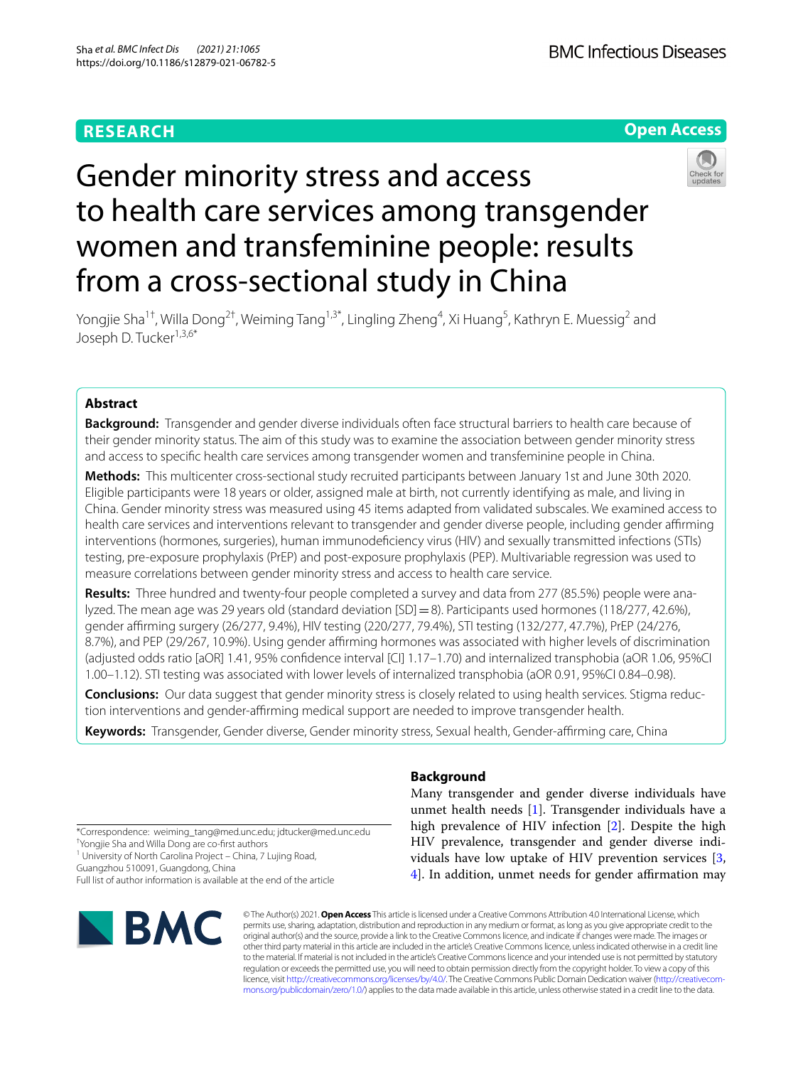**RESEARCH**

**Open Access**

# Gender minority stress and access to health care services among transgender women and transfeminine people: results from a cross-sectional study in China

Yongjie Sha[1†], Willa Dong[2†], Weiming Tang[1,3*], Lingling Zheng[4], Xi Huang[5], Kathryn E. Muessig[2] and Joseph D. Tucker[1,3,6*]

## Abstract

**Background:** Transgender and gender diverse individuals often face structural barriers to health care because of their gender minority status. The aim of this study was to examine the association between gender minority stress and access to specific health care services among transgender women and transfeminine people in China.

**Methods:** This multicenter cross-sectional study recruited participants between January 1st and June 30th 2020. Eligible participants were 18 years or older, assigned male at birth, not currently identifying as male, and living in China. Gender minority stress was measured using 45 items adapted from validated subscales. We examined access to health care services and interventions relevant to transgender and gender diverse people, including gender affirming interventions (hormones, surgeries), human immunodeficiency virus (HIV) and sexually transmitted infections (STIs) testing, pre-exposure prophylaxis (PrEP) and post-exposure prophylaxis (PEP). Multivariable regression was used to measure correlations between gender minority stress and access to health care service.

**Results:** Three hundred and twenty-four people completed a survey and data from 277 (85.5%) people were analyzed. The mean age was 29 years old (standard deviation [SD] = 8). Participants used hormones (118/277, 42.6%), gender affirming surgery (26/277, 9.4%), HIV testing (220/277, 79.4%), STI testing (132/277, 47.7%), PrEP (24/276, 8.7%), and PEP (29/267, 10.9%). Using gender affirming hormones was associated with higher levels of discrimination (adjusted odds ratio [aOR] 1.41, 95% confidence interval [CI] 1.17–1.70) and internalized transphobia (aOR 1.06, 95%CI 1.00–1.12). STI testing was associated with lower levels of internalized transphobia (aOR 0.91, 95%CI 0.84–0.98).

**Conclusions:** Our data suggest that gender minority stress is closely related to using health services. Stigma reduction interventions and gender-affirming medical support are needed to improve transgender health.

**Keywords:** Transgender, Gender diverse, Gender minority stress, Sexual health, Gender-affirming care, China

## Background

Many transgender and gender diverse individuals have unmet health needs [1]. Transgender individuals have a high prevalence of HIV infection [2]. Despite the high HIV prevalence, transgender and gender diverse individuals have low uptake of HIV prevention services [3, 4]. In addition, unmet needs for gender affirmation may

*Correspondence: weiming_tang@med.unc.edu; jdtucker@med.unc.edu
†Yongjie Sha and Willa Dong are co-first authors
[1] University of North Carolina Project – China, 7 Lujing Road, Guangzhou 510091, Guangdong, China
Full list of author information is available at the end of the article

© The Author(s) 2021. **Open Access** This article is licensed under a Creative Commons Attribution 4.0 International License, which permits use, sharing, adaptation, distribution and reproduction in any medium or format, as long as you give appropriate credit to the original author(s) and the source, provide a link to the Creative Commons licence, and indicate if changes were made. The images or other third party material in this article are included in the article's Creative Commons licence, unless indicated otherwise in a credit line to the material. If material is not included in the article's Creative Commons licence and your intended use is not permitted by statutory regulation or exceeds the permitted use, you will need to obtain permission directly from the copyright holder. To view a copy of this licence, visit http://creativecommons.org/licenses/by/4.0/. The Creative Commons Public Domain Dedication waiver (http://creativecommons.org/publicdomain/zero/1.0/) applies to the data made available in this article, unless otherwise stated in a credit line to the data.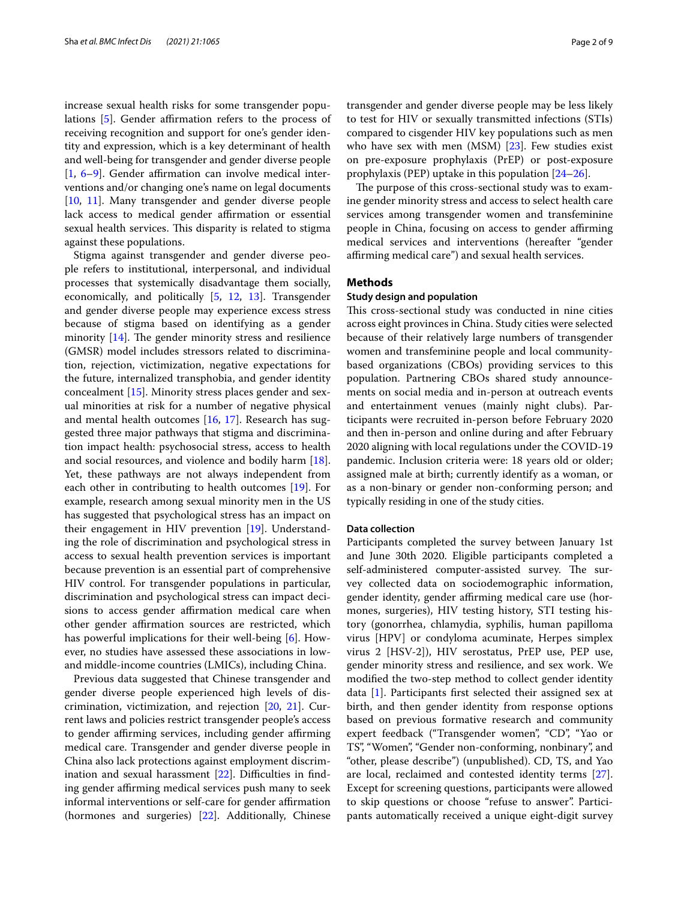increase sexual health risks for some transgender populations [5]. Gender affirmation refers to the process of receiving recognition and support for one's gender identity and expression, which is a key determinant of health and well-being for transgender and gender diverse people [1, 6–9]. Gender affirmation can involve medical interventions and/or changing one's name on legal documents [10, 11]. Many transgender and gender diverse people lack access to medical gender affirmation or essential sexual health services. This disparity is related to stigma against these populations.

Stigma against transgender and gender diverse people refers to institutional, interpersonal, and individual processes that systemically disadvantage them socially, economically, and politically [5, 12, 13]. Transgender and gender diverse people may experience excess stress because of stigma based on identifying as a gender minority [14]. The gender minority stress and resilience (GMSR) model includes stressors related to discrimination, rejection, victimization, negative expectations for the future, internalized transphobia, and gender identity concealment [15]. Minority stress places gender and sexual minorities at risk for a number of negative physical and mental health outcomes [16, 17]. Research has suggested three major pathways that stigma and discrimination impact health: psychosocial stress, access to health and social resources, and violence and bodily harm [18]. Yet, these pathways are not always independent from each other in contributing to health outcomes [19]. For example, research among sexual minority men in the US has suggested that psychological stress has an impact on their engagement in HIV prevention [19]. Understanding the role of discrimination and psychological stress in access to sexual health prevention services is important because prevention is an essential part of comprehensive HIV control. For transgender populations in particular, discrimination and psychological stress can impact decisions to access gender affirmation medical care when other gender affirmation sources are restricted, which has powerful implications for their well-being [6]. However, no studies have assessed these associations in low- and middle-income countries (LMICs), including China.

Previous data suggested that Chinese transgender and gender diverse people experienced high levels of discrimination, victimization, and rejection [20, 21]. Current laws and policies restrict transgender people's access to gender affirming services, including gender affirming medical care. Transgender and gender diverse people in China also lack protections against employment discrimination and sexual harassment [22]. Difficulties in finding gender affirming medical services push many to seek informal interventions or self-care for gender affirmation (hormones and surgeries) [22]. Additionally, Chinese transgender and gender diverse people may be less likely to test for HIV or sexually transmitted infections (STIs) compared to cisgender HIV key populations such as men who have sex with men (MSM) [23]. Few studies exist on pre-exposure prophylaxis (PrEP) or post-exposure prophylaxis (PEP) uptake in this population [24–26].

The purpose of this cross-sectional study was to examine gender minority stress and access to select health care services among transgender women and transfeminine people in China, focusing on access to gender affirming medical services and interventions (hereafter "gender affirming medical care") and sexual health services.

## Methods

### Study design and population

This cross-sectional study was conducted in nine cities across eight provinces in China. Study cities were selected because of their relatively large numbers of transgender women and transfeminine people and local community-based organizations (CBOs) providing services to this population. Partnering CBOs shared study announcements on social media and in-person at outreach events and entertainment venues (mainly night clubs). Participants were recruited in-person before February 2020 and then in-person and online during and after February 2020 aligning with local regulations under the COVID-19 pandemic. Inclusion criteria were: 18 years old or older; assigned male at birth; currently identify as a woman, or as a non-binary or gender non-conforming person; and typically residing in one of the study cities.

### Data collection

Participants completed the survey between January 1st and June 30th 2020. Eligible participants completed a self-administered computer-assisted survey. The survey collected data on sociodemographic information, gender identity, gender affirming medical care use (hormones, surgeries), HIV testing history, STI testing history (gonorrhea, chlamydia, syphilis, human papilloma virus [HPV] or condyloma acuminate, Herpes simplex virus 2 [HSV-2]), HIV serostatus, PrEP use, PEP use, gender minority stress and resilience, and sex work. We modified the two-step method to collect gender identity data [1]. Participants first selected their assigned sex at birth, and then gender identity from response options based on previous formative research and community expert feedback ("Transgender women", "CD", "Yao or TS", "Women", "Gender non-conforming, nonbinary", and "other, please describe") (unpublished). CD, TS, and Yao are local, reclaimed and contested identity terms [27]. Except for screening questions, participants were allowed to skip questions or choose "refuse to answer". Participants automatically received a unique eight-digit survey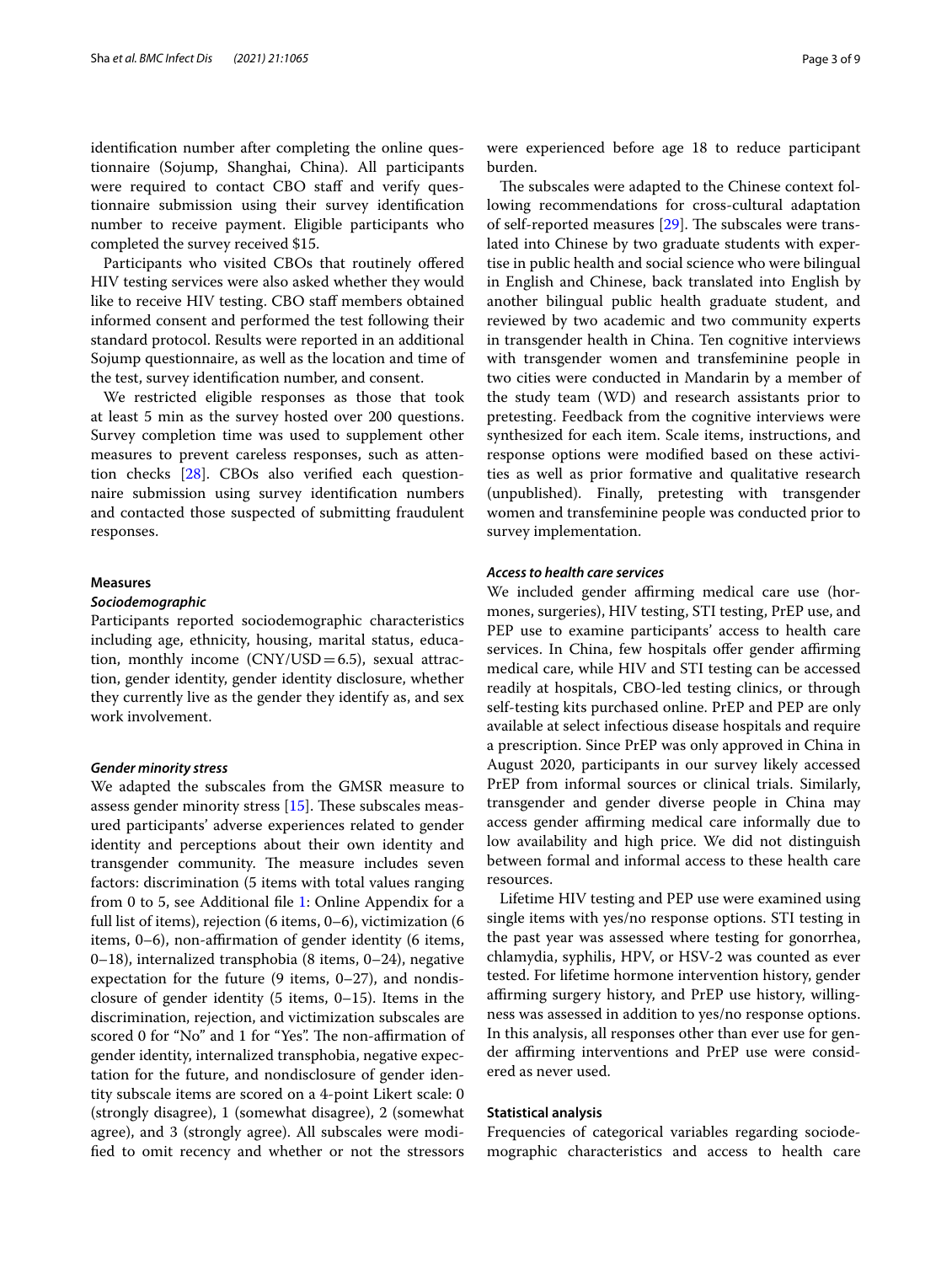identification number after completing the online questionnaire (Sojump, Shanghai, China). All participants were required to contact CBO staff and verify questionnaire submission using their survey identification number to receive payment. Eligible participants who completed the survey received $15.

Participants who visited CBOs that routinely offered HIV testing services were also asked whether they would like to receive HIV testing. CBO staff members obtained informed consent and performed the test following their standard protocol. Results were reported in an additional Sojump questionnaire, as well as the location and time of the test, survey identification number, and consent.

We restricted eligible responses as those that took at least 5 min as the survey hosted over 200 questions. Survey completion time was used to supplement other measures to prevent careless responses, such as attention checks [28]. CBOs also verified each questionnaire submission using survey identification numbers and contacted those suspected of submitting fraudulent responses.

## Measures

### *Sociodemographic*

Participants reported sociodemographic characteristics including age, ethnicity, housing, marital status, education, monthly income (CNY/USD = 6.5), sexual attraction, gender identity, gender identity disclosure, whether they currently live as the gender they identify as, and sex work involvement.

### *Gender minority stress*

We adapted the subscales from the GMSR measure to assess gender minority stress [15]. These subscales measured participants' adverse experiences related to gender identity and perceptions about their own identity and transgender community. The measure includes seven factors: discrimination (5 items with total values ranging from 0 to 5, see Additional file 1: Online Appendix for a full list of items), rejection (6 items, 0–6), victimization (6 items, 0–6), non-affirmation of gender identity (6 items, 0–18), internalized transphobia (8 items, 0–24), negative expectation for the future (9 items, 0–27), and nondisclosure of gender identity (5 items, 0–15). Items in the discrimination, rejection, and victimization subscales are scored 0 for "No" and 1 for "Yes". The non-affirmation of gender identity, internalized transphobia, negative expectation for the future, and nondisclosure of gender identity subscale items are scored on a 4-point Likert scale: 0 (strongly disagree), 1 (somewhat disagree), 2 (somewhat agree), and 3 (strongly agree). All subscales were modified to omit recency and whether or not the stressors were experienced before age 18 to reduce participant burden.

The subscales were adapted to the Chinese context following recommendations for cross-cultural adaptation of self-reported measures [29]. The subscales were translated into Chinese by two graduate students with expertise in public health and social science who were bilingual in English and Chinese, back translated into English by another bilingual public health graduate student, and reviewed by two academic and two community experts in transgender health in China. Ten cognitive interviews with transgender women and transfeminine people in two cities were conducted in Mandarin by a member of the study team (WD) and research assistants prior to pretesting. Feedback from the cognitive interviews were synthesized for each item. Scale items, instructions, and response options were modified based on these activities as well as prior formative and qualitative research (unpublished). Finally, pretesting with transgender women and transfeminine people was conducted prior to survey implementation.

### *Access to health care services*

We included gender affirming medical care use (hormones, surgeries), HIV testing, STI testing, PrEP use, and PEP use to examine participants' access to health care services. In China, few hospitals offer gender affirming medical care, while HIV and STI testing can be accessed readily at hospitals, CBO-led testing clinics, or through self-testing kits purchased online. PrEP and PEP are only available at select infectious disease hospitals and require a prescription. Since PrEP was only approved in China in August 2020, participants in our survey likely accessed PrEP from informal sources or clinical trials. Similarly, transgender and gender diverse people in China may access gender affirming medical care informally due to low availability and high price. We did not distinguish between formal and informal access to these health care resources.

Lifetime HIV testing and PEP use were examined using single items with yes/no response options. STI testing in the past year was assessed where testing for gonorrhea, chlamydia, syphilis, HPV, or HSV-2 was counted as ever tested. For lifetime hormone intervention history, gender affirming surgery history, and PrEP use history, willingness was assessed in addition to yes/no response options. In this analysis, all responses other than ever use for gender affirming interventions and PrEP use were considered as never used.

## Statistical analysis

Frequencies of categorical variables regarding sociodemographic characteristics and access to health care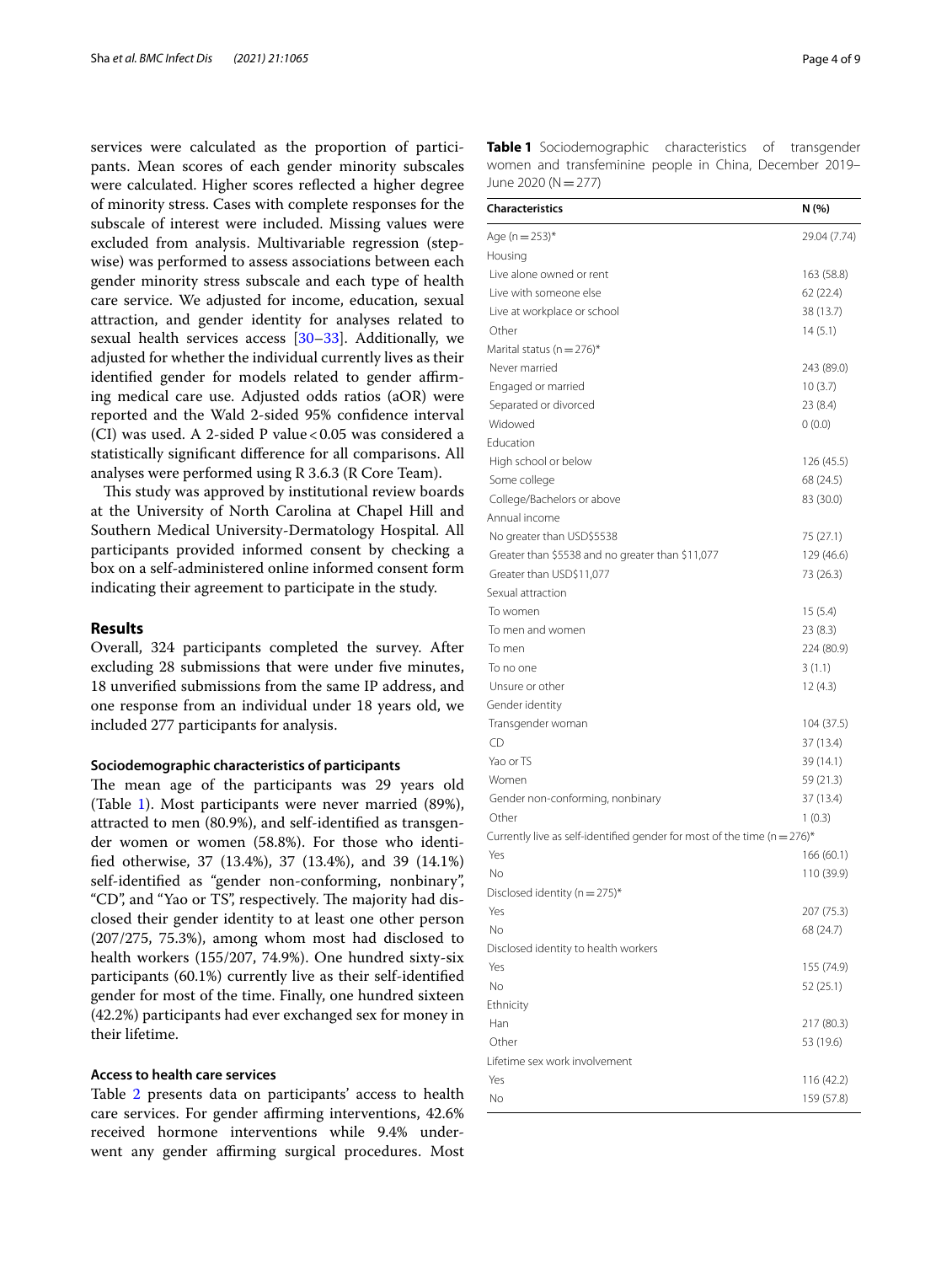services were calculated as the proportion of participants. Mean scores of each gender minority subscales were calculated. Higher scores reflected a higher degree of minority stress. Cases with complete responses for the subscale of interest were included. Missing values were excluded from analysis. Multivariable regression (stepwise) was performed to assess associations between each gender minority stress subscale and each type of health care service. We adjusted for income, education, sexual attraction, and gender identity for analyses related to sexual health services access [30–33]. Additionally, we adjusted for whether the individual currently lives as their identified gender for models related to gender affirming medical care use. Adjusted odds ratios (aOR) were reported and the Wald 2-sided 95% confidence interval (CI) was used. A 2-sided P value < 0.05 was considered a statistically significant difference for all comparisons. All analyses were performed using R 3.6.3 (R Core Team).

This study was approved by institutional review boards at the University of North Carolina at Chapel Hill and Southern Medical University-Dermatology Hospital. All participants provided informed consent by checking a box on a self-administered online informed consent form indicating their agreement to participate in the study.

## Results

Overall, 324 participants completed the survey. After excluding 28 submissions that were under five minutes, 18 unverified submissions from the same IP address, and one response from an individual under 18 years old, we included 277 participants for analysis.

### Sociodemographic characteristics of participants

The mean age of the participants was 29 years old (Table 1). Most participants were never married (89%), attracted to men (80.9%), and self-identified as transgender women or women (58.8%). For those who identified otherwise, 37 (13.4%), 37 (13.4%), and 39 (14.1%) self-identified as "gender non-conforming, nonbinary", "CD", and "Yao or TS", respectively. The majority had disclosed their gender identity to at least one other person (207/275, 75.3%), among whom most had disclosed to health workers (155/207, 74.9%). One hundred sixty-six participants (60.1%) currently live as their self-identified gender for most of the time. Finally, one hundred sixteen (42.2%) participants had ever exchanged sex for money in their lifetime.

### Access to health care services

Table 2 presents data on participants' access to health care services. For gender affirming interventions, 42.6% received hormone interventions while 9.4% underwent any gender affirming surgical procedures. Most

**Table 1** Sociodemographic characteristics of transgender women and transfeminine people in China, December 2019–June 2020 (N = 277)

| Characteristics | N (%) |
|---|---|
| Age (n = 253)* | 29.04 (7.74) |
| Housing | |
| Live alone owned or rent | 163 (58.8) |
| Live with someone else | 62 (22.4) |
| Live at workplace or school | 38 (13.7) |
| Other | 14 (5.1) |
| Marital status (n = 276)* | |
| Never married | 243 (89.0) |
| Engaged or married | 10 (3.7) |
| Separated or divorced | 23 (8.4) |
| Widowed | 0 (0.0) |
| Education | |
| High school or below | 126 (45.5) |
| Some college | 68 (24.5) |
| College/Bachelors or above | 83 (30.0) |
| Annual income | |
| No greater than USD$5538 | 75 (27.1) |
| Greater than $5538 and no greater than $11,077 | 129 (46.6) |
| Greater than USD$11,077 | 73 (26.3) |
| Sexual attraction | |
| To women | 15 (5.4) |
| To men and women | 23 (8.3) |
| To men | 224 (80.9) |
| To no one | 3 (1.1) |
| Unsure or other | 12 (4.3) |
| Gender identity | |
| Transgender woman | 104 (37.5) |
| CD | 37 (13.4) |
| Yao or TS | 39 (14.1) |
| Women | 59 (21.3) |
| Gender non-conforming, nonbinary | 37 (13.4) |
| Other | 1 (0.3) |
| Currently live as self-identified gender for most of the time (n = 276)* | |
| Yes | 166 (60.1) |
| No | 110 (39.9) |
| Disclosed identity (n = 275)* | |
| Yes | 207 (75.3) |
| No | 68 (24.7) |
| Disclosed identity to health workers | |
| Yes | 155 (74.9) |
| No | 52 (25.1) |
| Ethnicity | |
| Han | 217 (80.3) |
| Other | 53 (19.6) |
| Lifetime sex work involvement | |
| Yes | 116 (42.2) |
| No | 159 (57.8) |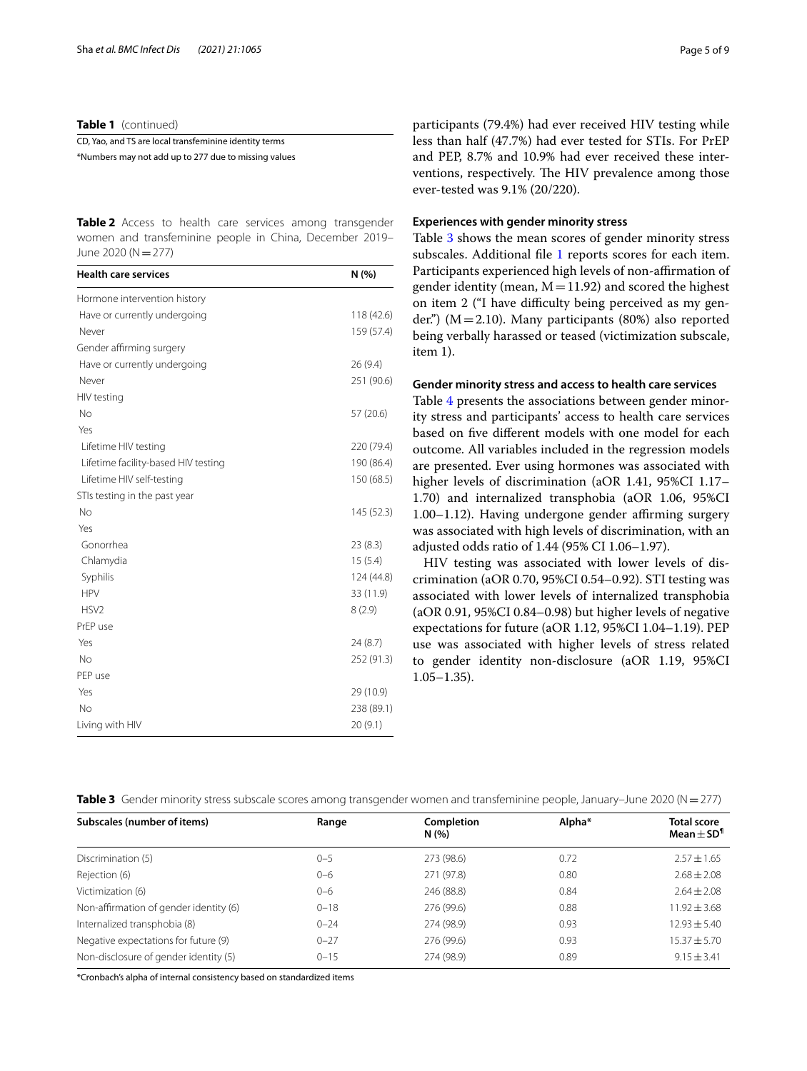**Table 1** (continued)

CD, Yao, and TS are local transfeminine identity terms

*Numbers may not add up to 277 due to missing values

**Table 2** Access to health care services among transgender women and transfeminine people in China, December 2019–June 2020 (N = 277)

| Health care services | N (%) |
|---|---|
| Hormone intervention history | |
| Have or currently undergoing | 118 (42.6) |
| Never | 159 (57.4) |
| Gender affirming surgery | |
| Have or currently undergoing | 26 (9.4) |
| Never | 251 (90.6) |
| HIV testing | |
| No | 57 (20.6) |
| Yes | |
| Lifetime HIV testing | 220 (79.4) |
| Lifetime facility-based HIV testing | 190 (86.4) |
| Lifetime HIV self-testing | 150 (68.5) |
| STIs testing in the past year | |
| No | 145 (52.3) |
| Yes | |
| Gonorrhea | 23 (8.3) |
| Chlamydia | 15 (5.4) |
| Syphilis | 124 (44.8) |
| HPV | 33 (11.9) |
| HSV2 | 8 (2.9) |
| PrEP use | |
| Yes | 24 (8.7) |
| No | 252 (91.3) |
| PEP use | |
| Yes | 29 (10.9) |
| No | 238 (89.1) |
| Living with HIV | 20 (9.1) |

participants (79.4%) had ever received HIV testing while less than half (47.7%) had ever tested for STIs. For PrEP and PEP, 8.7% and 10.9% had ever received these interventions, respectively. The HIV prevalence among those ever-tested was 9.1% (20/220).

### Experiences with gender minority stress

Table 3 shows the mean scores of gender minority stress subscales. Additional file 1 reports scores for each item. Participants experienced high levels of non-affirmation of gender identity (mean, M = 11.92) and scored the highest on item 2 ("I have difficulty being perceived as my gender.") (M = 2.10). Many participants (80%) also reported being verbally harassed or teased (victimization subscale, item 1).

### Gender minority stress and access to health care services

Table 4 presents the associations between gender minority stress and participants' access to health care services based on five different models with one model for each outcome. All variables included in the regression models are presented. Ever using hormones was associated with higher levels of discrimination (aOR 1.41, 95%CI 1.17–1.70) and internalized transphobia (aOR 1.06, 95%CI 1.00–1.12). Having undergone gender affirming surgery was associated with high levels of discrimination, with an adjusted odds ratio of 1.44 (95% CI 1.06–1.97).

HIV testing was associated with lower levels of discrimination (aOR 0.70, 95%CI 0.54–0.92). STI testing was associated with lower levels of internalized transphobia (aOR 0.91, 95%CI 0.84–0.98) but higher levels of negative expectations for future (aOR 1.12, 95%CI 1.04–1.19). PEP use was associated with higher levels of stress related to gender identity non-disclosure (aOR 1.19, 95%CI 1.05–1.35).

**Table 3** Gender minority stress subscale scores among transgender women and transfeminine people, January–June 2020 (N = 277)

| Subscales (number of items) | Range | Completion N (%) | Alpha* | Total score Mean ± SD[¶] |
|---|---|---|---|---|
| Discrimination (5) | 0–5 | 273 (98.6) | 0.72 | 2.57 ± 1.65 |
| Rejection (6) | 0–6 | 271 (97.8) | 0.80 | 2.68 ± 2.08 |
| Victimization (6) | 0–6 | 246 (88.8) | 0.84 | 2.64 ± 2.08 |
| Non-affirmation of gender identity (6) | 0–18 | 276 (99.6) | 0.88 | 11.92 ± 3.68 |
| Internalized transphobia (8) | 0–24 | 274 (98.9) | 0.93 | 12.93 ± 5.40 |
| Negative expectations for future (9) | 0–27 | 276 (99.6) | 0.93 | 15.37 ± 5.70 |
| Non-disclosure of gender identity (5) | 0–15 | 274 (98.9) | 0.89 | 9.15 ± 3.41 |

*Cronbach's alpha of internal consistency based on standardized items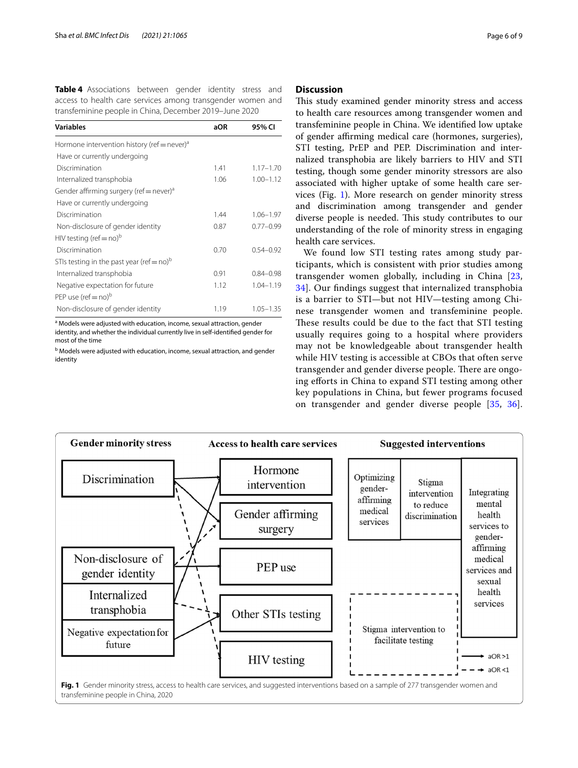**Table 4** Associations between gender identity stress and access to health care services among transgender women and transfeminine people in China, December 2019–June 2020

| Variables | aOR | 95% CI |
|---|---|---|
| Hormone intervention history (ref = never)[a] | | |
| Have or currently undergoing | | |
| Discrimination | 1.41 | 1.17–1.70 |
| Internalized transphobia | 1.06 | 1.00–1.12 |
| Gender affirming surgery (ref = never)[a] | | |
| Have or currently undergoing | | |
| Discrimination | 1.44 | 1.06–1.97 |
| Non-disclosure of gender identity | 0.87 | 0.77–0.99 |
| HIV testing (ref = no)[b] | | |
| Discrimination | 0.70 | 0.54–0.92 |
| STIs testing in the past year (ref = no)[b] | | |
| Internalized transphobia | 0.91 | 0.84–0.98 |
| Negative expectation for future | 1.12 | 1.04–1.19 |
| PEP use (ref = no)[b] | | |
| Non-disclosure of gender identity | 1.19 | 1.05–1.35 |

[a] Models were adjusted with education, income, sexual attraction, gender identity, and whether the individual currently live in self-identified gender for most of the time

[b] Models were adjusted with education, income, sexual attraction, and gender identity

## Discussion

This study examined gender minority stress and access to health care resources among transgender women and transfeminine people in China. We identified low uptake of gender affirming medical care (hormones, surgeries), STI testing, PrEP and PEP. Discrimination and internalized transphobia are likely barriers to HIV and STI testing, though some gender minority stressors are also associated with higher uptake of some health care services (Fig. 1). More research on gender minority stress and discrimination among transgender and gender diverse people is needed. This study contributes to our understanding of the role of minority stress in engaging health care services.

We found low STI testing rates among study participants, which is consistent with prior studies among transgender women globally, including in China [23, 34]. Our findings suggest that internalized transphobia is a barrier to STI—but not HIV—testing among Chinese transgender women and transfeminine people. These results could be due to the fact that STI testing usually requires going to a hospital where providers may not be knowledgeable about transgender health while HIV testing is accessible at CBOs that often serve transgender and gender diverse people. There are ongoing efforts in China to expand STI testing among other key populations in China, but fewer programs focused on transgender and gender diverse people [35, 36].

**Fig. 1** Gender minority stress, access to health care services, and suggested interventions based on a sample of 277 transgender women and transfeminine people in China, 2020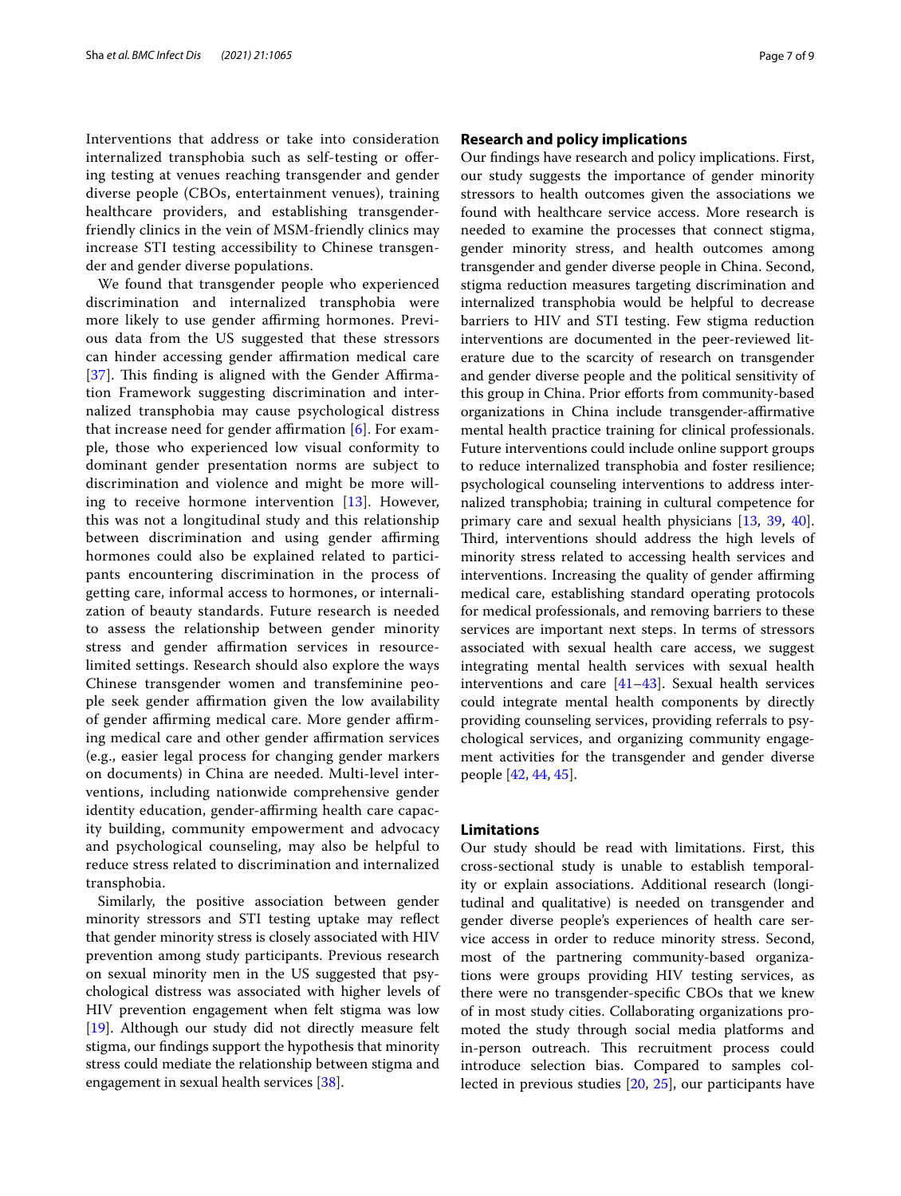Interventions that address or take into consideration internalized transphobia such as self-testing or offering testing at venues reaching transgender and gender diverse people (CBOs, entertainment venues), training healthcare providers, and establishing transgender-friendly clinics in the vein of MSM-friendly clinics may increase STI testing accessibility to Chinese transgender and gender diverse populations.

We found that transgender people who experienced discrimination and internalized transphobia were more likely to use gender affirming hormones. Previous data from the US suggested that these stressors can hinder accessing gender affirmation medical care [37]. This finding is aligned with the Gender Affirmation Framework suggesting discrimination and internalized transphobia may cause psychological distress that increase need for gender affirmation [6]. For example, those who experienced low visual conformity to dominant gender presentation norms are subject to discrimination and violence and might be more willing to receive hormone intervention [13]. However, this was not a longitudinal study and this relationship between discrimination and using gender affirming hormones could also be explained related to participants encountering discrimination in the process of getting care, informal access to hormones, or internalization of beauty standards. Future research is needed to assess the relationship between gender minority stress and gender affirmation services in resource-limited settings. Research should also explore the ways Chinese transgender women and transfeminine people seek gender affirmation given the low availability of gender affirming medical care. More gender affirming medical care and other gender affirmation services (e.g., easier legal process for changing gender markers on documents) in China are needed. Multi-level interventions, including nationwide comprehensive gender identity education, gender-affirming health care capacity building, community empowerment and advocacy and psychological counseling, may also be helpful to reduce stress related to discrimination and internalized transphobia.

Similarly, the positive association between gender minority stressors and STI testing uptake may reflect that gender minority stress is closely associated with HIV prevention among study participants. Previous research on sexual minority men in the US suggested that psychological distress was associated with higher levels of HIV prevention engagement when felt stigma was low [19]. Although our study did not directly measure felt stigma, our findings support the hypothesis that minority stress could mediate the relationship between stigma and engagement in sexual health services [38].

## Research and policy implications

Our findings have research and policy implications. First, our study suggests the importance of gender minority stressors to health outcomes given the associations we found with healthcare service access. More research is needed to examine the processes that connect stigma, gender minority stress, and health outcomes among transgender and gender diverse people in China. Second, stigma reduction measures targeting discrimination and internalized transphobia would be helpful to decrease barriers to HIV and STI testing. Few stigma reduction interventions are documented in the peer-reviewed literature due to the scarcity of research on transgender and gender diverse people and the political sensitivity of this group in China. Prior efforts from community-based organizations in China include transgender-affirmative mental health practice training for clinical professionals. Future interventions could include online support groups to reduce internalized transphobia and foster resilience; psychological counseling interventions to address internalized transphobia; training in cultural competence for primary care and sexual health physicians [13, 39, 40]. Third, interventions should address the high levels of minority stress related to accessing health services and interventions. Increasing the quality of gender affirming medical care, establishing standard operating protocols for medical professionals, and removing barriers to these services are important next steps. In terms of stressors associated with sexual health care access, we suggest integrating mental health services with sexual health interventions and care [41–43]. Sexual health services could integrate mental health components by directly providing counseling services, providing referrals to psychological services, and organizing community engagement activities for the transgender and gender diverse people [42, 44, 45].

## Limitations

Our study should be read with limitations. First, this cross-sectional study is unable to establish temporality or explain associations. Additional research (longitudinal and qualitative) is needed on transgender and gender diverse people's experiences of health care service access in order to reduce minority stress. Second, most of the partnering community-based organizations were groups providing HIV testing services, as there were no transgender-specific CBOs that we knew of in most study cities. Collaborating organizations promoted the study through social media platforms and in-person outreach. This recruitment process could introduce selection bias. Compared to samples collected in previous studies [20, 25], our participants have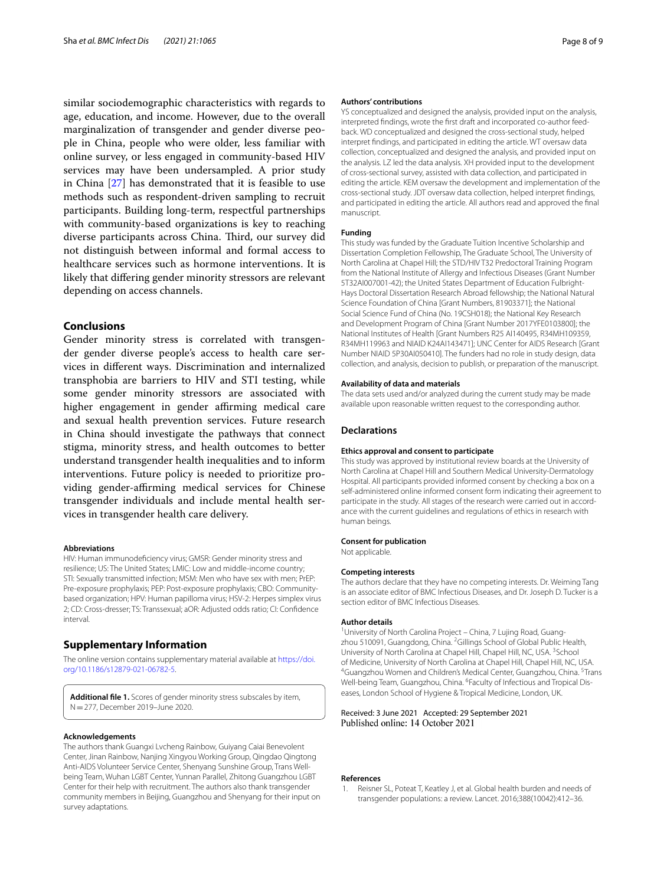similar sociodemographic characteristics with regards to age, education, and income. However, due to the overall marginalization of transgender and gender diverse people in China, people who were older, less familiar with online survey, or less engaged in community-based HIV services may have been undersampled. A prior study in China [27] has demonstrated that it is feasible to use methods such as respondent-driven sampling to recruit participants. Building long-term, respectful partnerships with community-based organizations is key to reaching diverse participants across China. Third, our survey did not distinguish between informal and formal access to healthcare services such as hormone interventions. It is likely that differing gender minority stressors are relevant depending on access channels.

## Conclusions

Gender minority stress is correlated with transgender gender diverse people's access to health care services in different ways. Discrimination and internalized transphobia are barriers to HIV and STI testing, while some gender minority stressors are associated with higher engagement in gender affirming medical care and sexual health prevention services. Future research in China should investigate the pathways that connect stigma, minority stress, and health outcomes to better understand transgender health inequalities and to inform interventions. Future policy is needed to prioritize providing gender-affirming medical services for Chinese transgender individuals and include mental health services in transgender health care delivery.

#### Abbreviations

HIV: Human immunodeficiency virus; GMSR: Gender minority stress and resilience; US: The United States; LMIC: Low and middle-income country; STI: Sexually transmitted infection; MSM: Men who have sex with men; PrEP: Pre-exposure prophylaxis; PEP: Post-exposure prophylaxis; CBO: Community-based organization; HPV: Human papilloma virus; HSV-2: Herpes simplex virus 2; CD: Cross-dresser; TS: Transsexual; aOR: Adjusted odds ratio; CI: Confidence interval.

## Supplementary Information

The online version contains supplementary material available at https://doi.org/10.1186/s12879-021-06782-5.

**Additional file 1.** Scores of gender minority stress subscales by item, N = 277, December 2019–June 2020.

#### Acknowledgements

The authors thank Guangxi Lvcheng Rainbow, Guiyang Caiai Benevolent Center, Jinan Rainbow, Nanjing Xingyou Working Group, Qingdao Qingtong Anti-AIDS Volunteer Service Center, Shenyang Sunshine Group, Trans Well-being Team, Wuhan LGBT Center, Yunnan Parallel, Zhitong Guangzhou LGBT Center for their help with recruitment. The authors also thank transgender community members in Beijing, Guangzhou and Shenyang for their input on survey adaptations.

#### Authors' contributions

YS conceptualized and designed the analysis, provided input on the analysis, interpreted findings, wrote the first draft and incorporated co-author feedback. WD conceptualized and designed the cross-sectional study, helped interpret findings, and participated in editing the article. WT oversaw data collection, conceptualized and designed the analysis, and provided input on the analysis. LZ led the data analysis. XH provided input to the development of cross-sectional survey, assisted with data collection, and participated in editing the article. KEM oversaw the development and implementation of the cross-sectional study. JDT oversaw data collection, helped interpret findings, and participated in editing the article. All authors read and approved the final manuscript.

#### Funding

This study was funded by the Graduate Tuition Incentive Scholarship and Dissertation Completion Fellowship, The Graduate School, The University of North Carolina at Chapel Hill; the STD/HIV T32 Predoctoral Training Program from the National Institute of Allergy and Infectious Diseases (Grant Number 5T32AI007001-42); the United States Department of Education Fulbright-Hays Doctoral Dissertation Research Abroad fellowship; the National Natural Science Foundation of China [Grant Numbers, 81903371]; the National Social Science Fund of China (No. 19CSH018); the National Key Research and Development Program of China [Grant Number 2017YFE0103800]; the National Institutes of Health [Grant Numbers R25 AI140495, R34MH109359, R34MH119963 and NIAID K24AI143471]; UNC Center for AIDS Research [Grant Number NIAID 5P30AI050410]. The funders had no role in study design, data collection, and analysis, decision to publish, or preparation of the manuscript.

#### Availability of data and materials

The data sets used and/or analyzed during the current study may be made available upon reasonable written request to the corresponding author.

## Declarations

#### Ethics approval and consent to participate

This study was approved by institutional review boards at the University of North Carolina at Chapel Hill and Southern Medical University-Dermatology Hospital. All participants provided informed consent by checking a box on a self-administered online informed consent form indicating their agreement to participate in the study. All stages of the research were carried out in accordance with the current guidelines and regulations of ethics in research with human beings.

#### Consent for publication

Not applicable.

#### Competing interests

The authors declare that they have no competing interests. Dr. Weiming Tang is an associate editor of BMC Infectious Diseases, and Dr. Joseph D. Tucker is a section editor of BMC Infectious Diseases.

#### Author details

[1] University of North Carolina Project – China, 7 Lujing Road, Guangzhou 510091, Guangdong, China. [2] Gillings School of Global Public Health, University of North Carolina at Chapel Hill, Chapel Hill, NC, USA. [3] School of Medicine, University of North Carolina at Chapel Hill, Chapel Hill, NC, USA. [4] Guangzhou Women and Children's Medical Center, Guangzhou, China. [5] Trans Well-being Team, Guangzhou, China. [6] Faculty of Infectious and Tropical Diseases, London School of Hygiene & Tropical Medicine, London, UK.

Received: 3 June 2021 Accepted: 29 September 2021
Published online: 14 October 2021

#### References

1. Reisner SL, Poteat T, Keatley J, et al. Global health burden and needs of transgender populations: a review. Lancet. 2016;388(10042):412–36.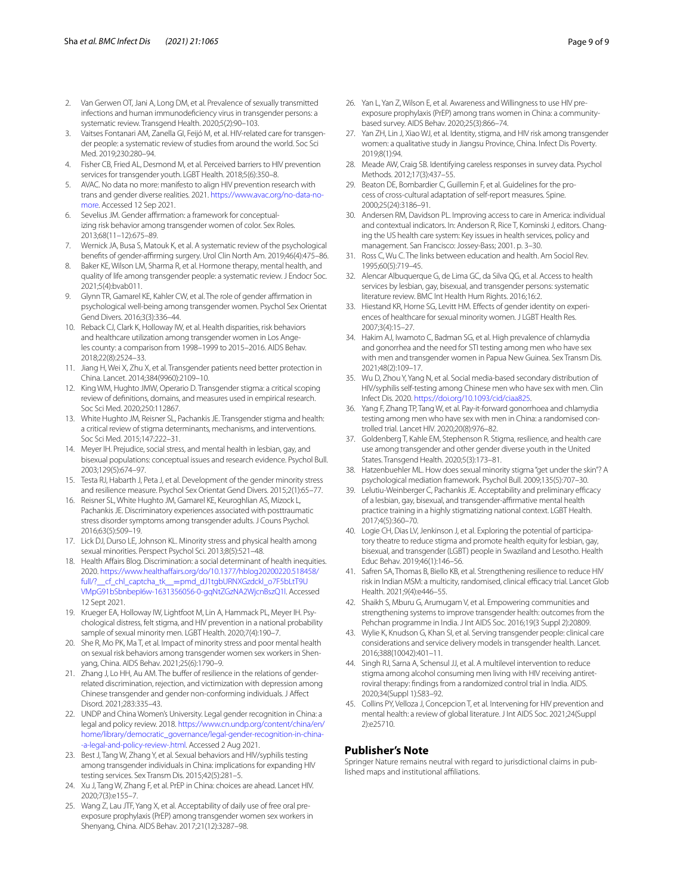2. Van Gerwen OT, Jani A, Long DM, et al. Prevalence of sexually transmitted infections and human immunodeficiency virus in transgender persons: a systematic review. Transgend Health. 2020;5(2):90–103.
3. Vaitses Fontanari AM, Zanella GI, Feijó M, et al. HIV-related care for transgender people: a systematic review of studies from around the world. Soc Sci Med. 2019;230:280–94.
4. Fisher CB, Fried AL, Desmond M, et al. Perceived barriers to HIV prevention services for transgender youth. LGBT Health. 2018;5(6):350–8.
5. AVAC. No data no more: manifesto to align HIV prevention research with trans and gender diverse realities. 2021. https://www.avac.org/no-data-no-more. Accessed 12 Sep 2021.
6. Sevelius JM. Gender affirmation: a framework for conceptualizing risk behavior among transgender women of color. Sex Roles. 2013;68(11–12):675–89.
7. Wernick JA, Busa S, Matouk K, et al. A systematic review of the psychological benefits of gender-affirming surgery. Urol Clin North Am. 2019;46(4):475–86.
8. Baker KE, Wilson LM, Sharma R, et al. Hormone therapy, mental health, and quality of life among transgender people: a systematic review. J Endocr Soc. 2021;5(4):bvab011.
9. Glynn TR, Gamarel KE, Kahler CW, et al. The role of gender affirmation in psychological well-being among transgender women. Psychol Sex Orientat Gend Divers. 2016;3(3):336–44.
10. Reback CJ, Clark K, Holloway IW, et al. Health disparities, risk behaviors and healthcare utilization among transgender women in Los Angeles county: a comparison from 1998–1999 to 2015–2016. AIDS Behav. 2018;22(8):2524–33.
11. Jiang H, Wei X, Zhu X, et al. Transgender patients need better protection in China. Lancet. 2014;384(9960):2109–10.
12. King WM, Hughto JMW, Operario D. Transgender stigma: a critical scoping review of definitions, domains, and measures used in empirical research. Soc Sci Med. 2020;250:112867.
13. White Hughto JM, Reisner SL, Pachankis JE. Transgender stigma and health: a critical review of stigma determinants, mechanisms, and interventions. Soc Sci Med. 2015;147:222–31.
14. Meyer IH. Prejudice, social stress, and mental health in lesbian, gay, and bisexual populations: conceptual issues and research evidence. Psychol Bull. 2003;129(5):674–97.
15. Testa RJ, Habarth J, Peta J, et al. Development of the gender minority stress and resilience measure. Psychol Sex Orientat Gend Divers. 2015;2(1):65–77.
16. Reisner SL, White Hughto JM, Gamarel KE, Keuroghlian AS, Mizock L, Pachankis JE. Discriminatory experiences associated with posttraumatic stress disorder symptoms among transgender adults. J Couns Psychol. 2016;63(5):509–19.
17. Lick DJ, Durso LE, Johnson KL. Minority stress and physical health among sexual minorities. Perspect Psychol Sci. 2013;8(5):521–48.
18. Health Affairs Blog. Discrimination: a social determinant of health inequities. 2020. https://www.healthaffairs.org/do/10.1377/hblog20200220.518458/full/?__cf_chl_captcha_tk__=pmd_dJ1tgbURNXGzdckl_o7F5bLtT9UVMpG91bSbnbepI6w-1631356056-0-gqNtZGzNA2WjcnBszQ1l. Accessed 12 Sept 2021.
19. Krueger EA, Holloway IW, Lightfoot M, Lin A, Hammack PL, Meyer IH. Psychological distress, felt stigma, and HIV prevention in a national probability sample of sexual minority men. LGBT Health. 2020;7(4):190–7.
20. She R, Mo PK, Ma T, et al. Impact of minority stress and poor mental health on sexual risk behaviors among transgender women sex workers in Shenyang, China. AIDS Behav. 2021;25(6):1790–9.
21. Zhang J, Lo HH, Au AM. The buffer of resilience in the relations of gender-related discrimination, rejection, and victimization with depression among Chinese transgender and gender non-conforming individuals. J Affect Disord. 2021;283:335–43.
22. UNDP and China Women's University. Legal gender recognition in China: a legal and policy review. 2018. https://www.cn.undp.org/content/china/en/home/library/democratic_governance/legal-gender-recognition-in-china--a-legal-and-policy-review-.html. Accessed 2 Aug 2021.
23. Best J, Tang W, Zhang Y, et al. Sexual behaviors and HIV/syphilis testing among transgender individuals in China: implications for expanding HIV testing services. Sex Transm Dis. 2015;42(5):281–5.
24. Xu J, Tang W, Zhang F, et al. PrEP in China: choices are ahead. Lancet HIV. 2020;7(3):e155–7.
25. Wang Z, Lau JTF, Yang X, et al. Acceptability of daily use of free oral pre-exposure prophylaxis (PrEP) among transgender women sex workers in Shenyang, China. AIDS Behav. 2017;21(12):3287–98.
26. Yan L, Yan Z, Wilson E, et al. Awareness and Willingness to use HIV pre-exposure prophylaxis (PrEP) among trans women in China: a community-based survey. AIDS Behav. 2020;25(3):866–74.
27. Yan ZH, Lin J, Xiao WJ, et al. Identity, stigma, and HIV risk among transgender women: a qualitative study in Jiangsu Province, China. Infect Dis Poverty. 2019;8(1):94.
28. Meade AW, Craig SB. Identifying careless responses in survey data. Psychol Methods. 2012;17(3):437–55.
29. Beaton DE, Bombardier C, Guillemin F, et al. Guidelines for the process of cross-cultural adaptation of self-report measures. Spine. 2000;25(24):3186–91.
30. Andersen RM, Davidson PL. Improving access to care in America: individual and contextual indicators. In: Anderson R, Rice T, Kominski J, editors. Changing the US health care system: Key issues in health services, policy and management. San Francisco: Jossey-Bass; 2001. p. 3–30.
31. Ross C, Wu C. The links between education and health. Am Sociol Rev. 1995;60(5):719–45.
32. Alencar Albuquerque G, de Lima GC, da Silva QG, et al. Access to health services by lesbian, gay, bisexual, and transgender persons: systematic literature review. BMC Int Health Hum Rights. 2016;16:2.
33. Hiestand KR, Horne SG, Levitt HM. Effects of gender identity on experiences of healthcare for sexual minority women. J LGBT Health Res. 2007;3(4):15–27.
34. Hakim AJ, Iwamoto C, Badman SG, et al. High prevalence of chlamydia and gonorrhea and the need for STI testing among men who have sex with men and transgender women in Papua New Guinea. Sex Transm Dis. 2021;48(2):109–17.
35. Wu D, Zhou Y, Yang N, et al. Social media-based secondary distribution of HIV/syphilis self-testing among Chinese men who have sex with men. Clin Infect Dis. 2020. https://doi.org/10.1093/cid/ciaa825.
36. Yang F, Zhang TP, Tang W, et al. Pay-it-forward gonorrhoea and chlamydia testing among men who have sex with men in China: a randomised controlled trial. Lancet HIV. 2020;20(8):976–82.
37. Goldenberg T, Kahle EM, Stephenson R. Stigma, resilience, and health care use among transgender and other gender diverse youth in the United States. Transgend Health. 2020;5(3):173–81.
38. Hatzenbuehler ML. How does sexual minority stigma "get under the skin"? A psychological mediation framework. Psychol Bull. 2009;135(5):707–30.
39. Lelutiu-Weinberger C, Pachankis JE. Acceptability and preliminary efficacy of a lesbian, gay, bisexual, and transgender-affirmative mental health practice training in a highly stigmatizing national context. LGBT Health. 2017;4(5):360–70.
40. Logie CH, Dias LV, Jenkinson J, et al. Exploring the potential of participatory theatre to reduce stigma and promote health equity for lesbian, gay, bisexual, and transgender (LGBT) people in Swaziland and Lesotho. Health Educ Behav. 2019;46(1):146–56.
41. Safren SA, Thomas B, Biello KB, et al. Strengthening resilience to reduce HIV risk in Indian MSM: a multicity, randomised, clinical efficacy trial. Lancet Glob Health. 2021;9(4):e446–55.
42. Shaikh S, Mburu G, Arumugam V, et al. Empowering communities and strengthening systems to improve transgender health: outcomes from the Pehchan programme in India. J Int AIDS Soc. 2016;19(3 Suppl 2):20809.
43. Wylie K, Knudson G, Khan SI, et al. Serving transgender people: clinical care considerations and service delivery models in transgender health. Lancet. 2016;388(10042):401–11.
44. Singh RJ, Sarna A, Schensul JJ, et al. A multilevel intervention to reduce stigma among alcohol consuming men living with HIV receiving antiretroviral therapy: findings from a randomized control trial in India. AIDS. 2020;34(Suppl 1):S83–92.
45. Collins PY, Velloza J, Concepcion T, et al. Intervening for HIV prevention and mental health: a review of global literature. J Int AIDS Soc. 2021;24(Suppl 2):e25710.

## Publisher's Note

Springer Nature remains neutral with regard to jurisdictional claims in published maps and institutional affiliations.